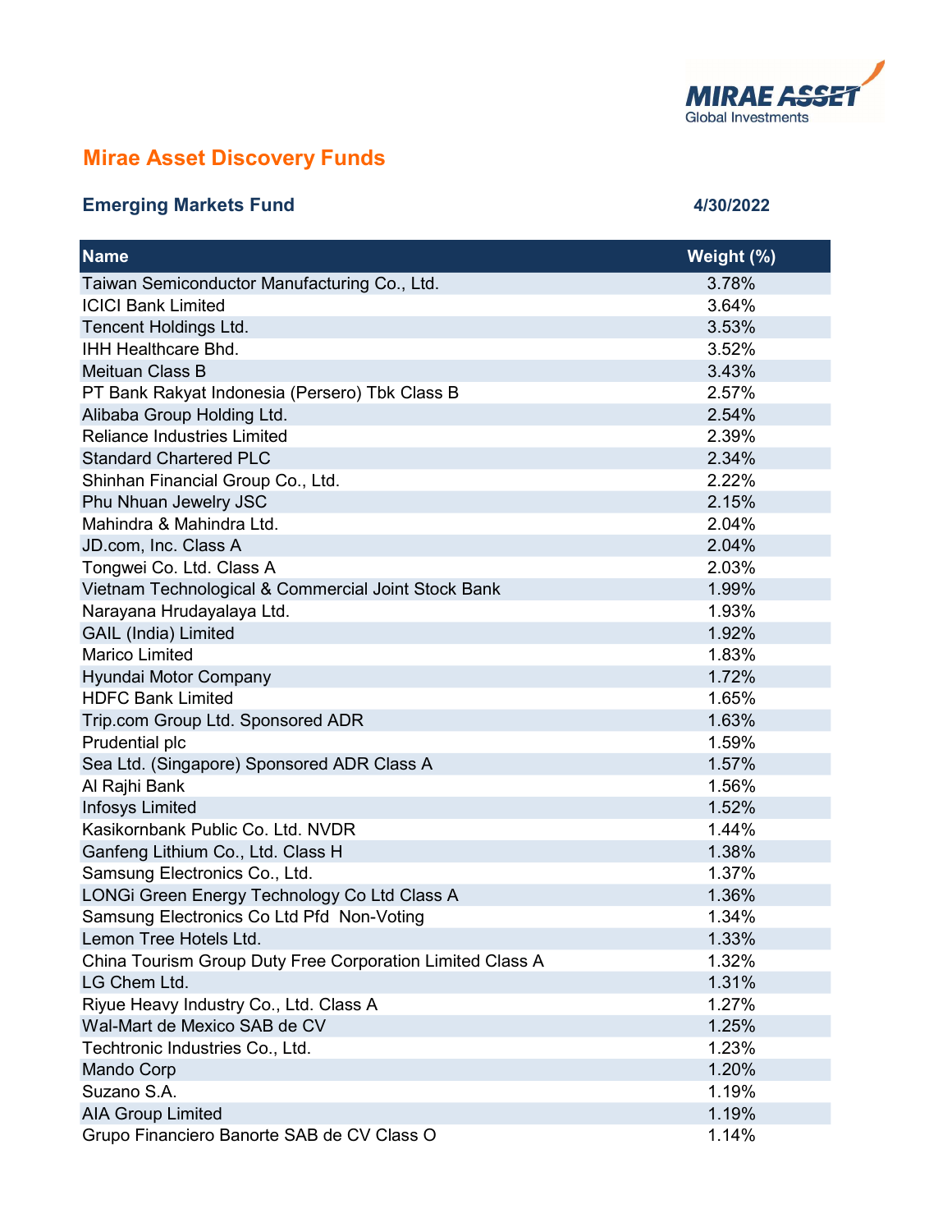MIRAE ASSET
Global Investments

# Mirae Asset Discovery Funds

## Emerging Markets Fund

4/30/2022

| Name | Weight (%) |
|---|---|
| Taiwan Semiconductor Manufacturing Co., Ltd. | 3.78% |
| ICICI Bank Limited | 3.64% |
| Tencent Holdings Ltd. | 3.53% |
| IHH Healthcare Bhd. | 3.52% |
| Meituan Class B | 3.43% |
| PT Bank Rakyat Indonesia (Persero) Tbk Class B | 2.57% |
| Alibaba Group Holding Ltd. | 2.54% |
| Reliance Industries Limited | 2.39% |
| Standard Chartered PLC | 2.34% |
| Shinhan Financial Group Co., Ltd. | 2.22% |
| Phu Nhuan Jewelry JSC | 2.15% |
| Mahindra & Mahindra Ltd. | 2.04% |
| JD.com, Inc. Class A | 2.04% |
| Tongwei Co. Ltd. Class A | 2.03% |
| Vietnam Technological & Commercial Joint Stock Bank | 1.99% |
| Narayana Hrudayalaya Ltd. | 1.93% |
| GAIL (India) Limited | 1.92% |
| Marico Limited | 1.83% |
| Hyundai Motor Company | 1.72% |
| HDFC Bank Limited | 1.65% |
| Trip.com Group Ltd. Sponsored ADR | 1.63% |
| Prudential plc | 1.59% |
| Sea Ltd. (Singapore) Sponsored ADR Class A | 1.57% |
| Al Rajhi Bank | 1.56% |
| Infosys Limited | 1.52% |
| Kasikornbank Public Co. Ltd. NVDR | 1.44% |
| Ganfeng Lithium Co., Ltd. Class H | 1.38% |
| Samsung Electronics Co., Ltd. | 1.37% |
| LONGi Green Energy Technology Co Ltd Class A | 1.36% |
| Samsung Electronics Co Ltd Pfd Non-Voting | 1.34% |
| Lemon Tree Hotels Ltd. | 1.33% |
| China Tourism Group Duty Free Corporation Limited Class A | 1.32% |
| LG Chem Ltd. | 1.31% |
| Riyue Heavy Industry Co., Ltd. Class A | 1.27% |
| Wal-Mart de Mexico SAB de CV | 1.25% |
| Techtronic Industries Co., Ltd. | 1.23% |
| Mando Corp | 1.20% |
| Suzano S.A. | 1.19% |
| AIA Group Limited | 1.19% |
| Grupo Financiero Banorte SAB de CV Class O | 1.14% |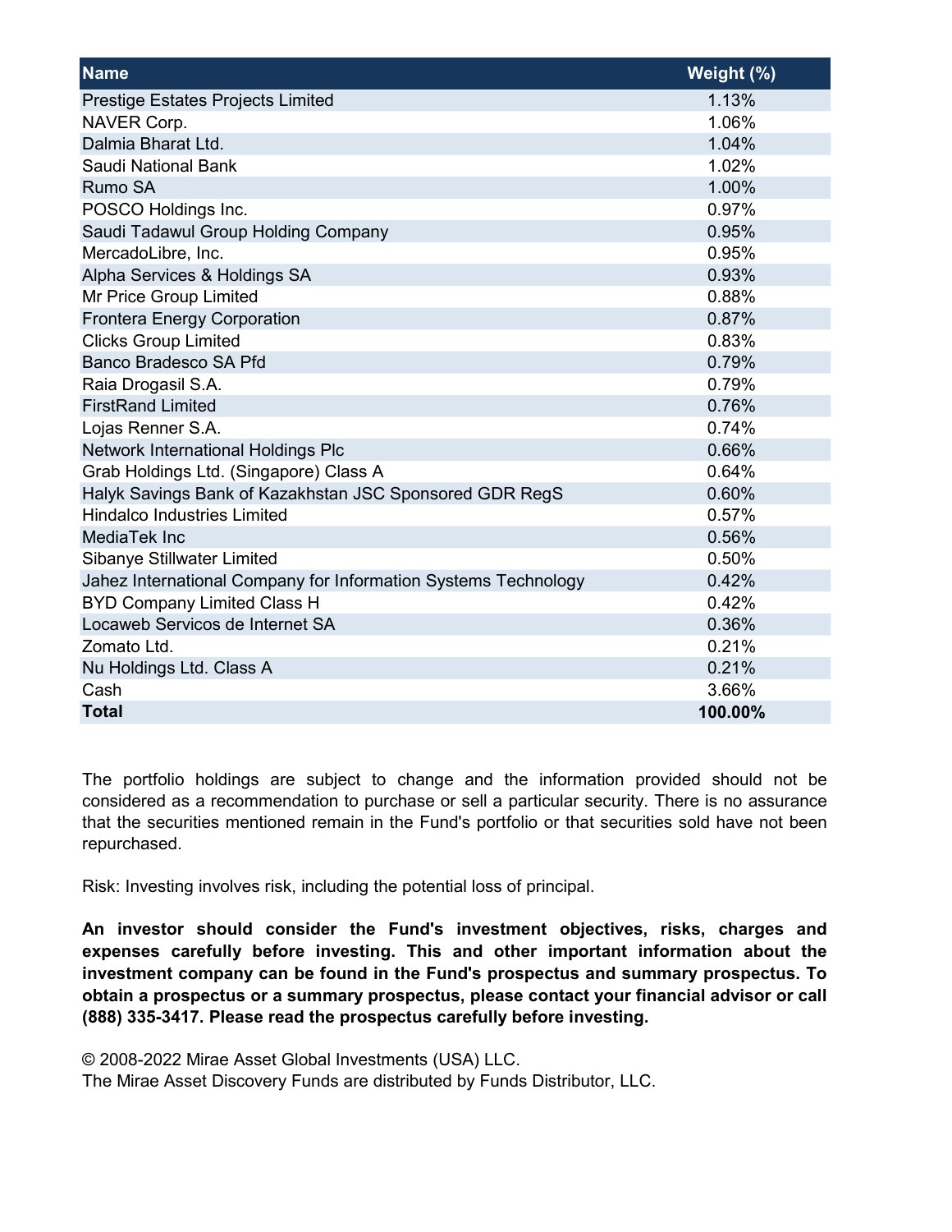| Name | Weight (%) |
|---|---|
| Prestige Estates Projects Limited | 1.13% |
| NAVER Corp. | 1.06% |
| Dalmia Bharat Ltd. | 1.04% |
| Saudi National Bank | 1.02% |
| Rumo SA | 1.00% |
| POSCO Holdings Inc. | 0.97% |
| Saudi Tadawul Group Holding Company | 0.95% |
| MercadoLibre, Inc. | 0.95% |
| Alpha Services & Holdings SA | 0.93% |
| Mr Price Group Limited | 0.88% |
| Frontera Energy Corporation | 0.87% |
| Clicks Group Limited | 0.83% |
| Banco Bradesco SA Pfd | 0.79% |
| Raia Drogasil S.A. | 0.79% |
| FirstRand Limited | 0.76% |
| Lojas Renner S.A. | 0.74% |
| Network International Holdings Plc | 0.66% |
| Grab Holdings Ltd. (Singapore) Class A | 0.64% |
| Halyk Savings Bank of Kazakhstan JSC Sponsored GDR RegS | 0.60% |
| Hindalco Industries Limited | 0.57% |
| MediaTek Inc | 0.56% |
| Sibanye Stillwater Limited | 0.50% |
| Jahez International Company for Information Systems Technology | 0.42% |
| BYD Company Limited Class H | 0.42% |
| Locaweb Servicos de Internet SA | 0.36% |
| Zomato Ltd. | 0.21% |
| Nu Holdings Ltd. Class A | 0.21% |
| Cash | 3.66% |
| **Total** | **100.00%** |

The portfolio holdings are subject to change and the information provided should not be considered as a recommendation to purchase or sell a particular security. There is no assurance that the securities mentioned remain in the Fund's portfolio or that securities sold have not been repurchased.

Risk: Investing involves risk, including the potential loss of principal.

**An investor should consider the Fund's investment objectives, risks, charges and expenses carefully before investing. This and other important information about the investment company can be found in the Fund's prospectus and summary prospectus. To obtain a prospectus or a summary prospectus, please contact your financial advisor or call (888) 335-3417. Please read the prospectus carefully before investing.**

© 2008-2022 Mirae Asset Global Investments (USA) LLC.
The Mirae Asset Discovery Funds are distributed by Funds Distributor, LLC.